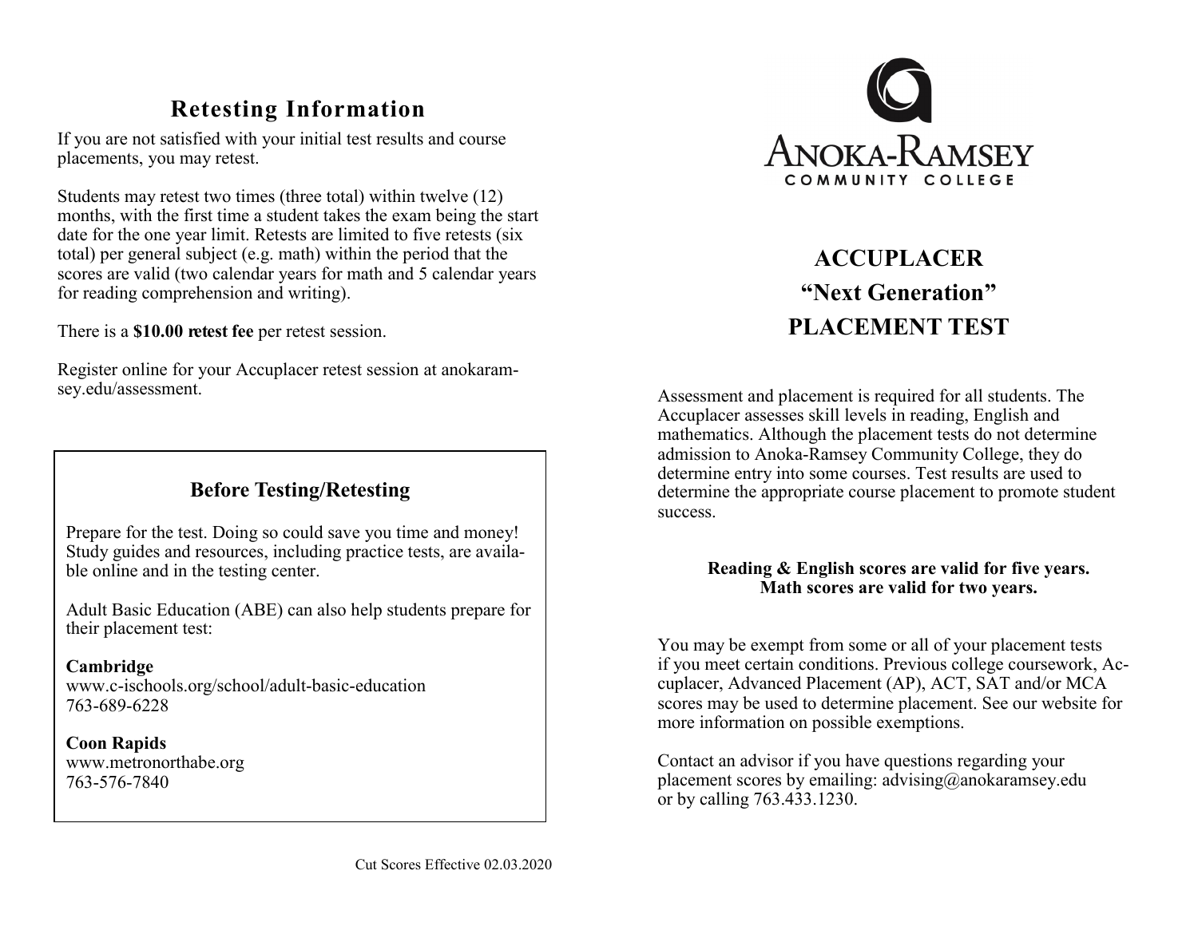## Retesting Information

If you are not satisfied with your initial test results and course placements, you may retest.

Students may retest two times (three total) within twelve (12) months, with the first time a student takes the exam being the start date for the one year limit. Retests are limited to five retests (six total) per general subject (e.g. math) within the period that the scores are valid (two calendar years for math and 5 calendar years for reading comprehension and writing).

There is a **$10.00 retest fee** per retest session.

Register online for your Accuplacer retest session at anokaramsey.edu/assessment.

### Before Testing/Retesting

Prepare for the test. Doing so could save you time and money! Study guides and resources, including practice tests, are available online and in the testing center.

Adult Basic Education (ABE) can also help students prepare for their placement test:

**Cambridge**
www.c-ischools.org/school/adult-basic-education
763-689-6228

**Coon Rapids**
www.metronorthabe.org
763-576-7840

Cut Scores Effective 02.03.2020

ANOKA-RAMSEY
COMMUNITY COLLEGE

# ACCUPLACER
# "Next Generation"
# PLACEMENT TEST

Assessment and placement is required for all students. The Accuplacer assesses skill levels in reading, English and mathematics. Although the placement tests do not determine admission to Anoka-Ramsey Community College, they do determine entry into some courses. Test results are used to determine the appropriate course placement to promote student success.

**Reading & English scores are valid for five years.**
**Math scores are valid for two years.**

You may be exempt from some or all of your placement tests if you meet certain conditions. Previous college coursework, Accuplacer, Advanced Placement (AP), ACT, SAT and/or MCA scores may be used to determine placement. See our website for more information on possible exemptions.

Contact an advisor if you have questions regarding your placement scores by emailing: advising@anokaramsey.edu or by calling 763.433.1230.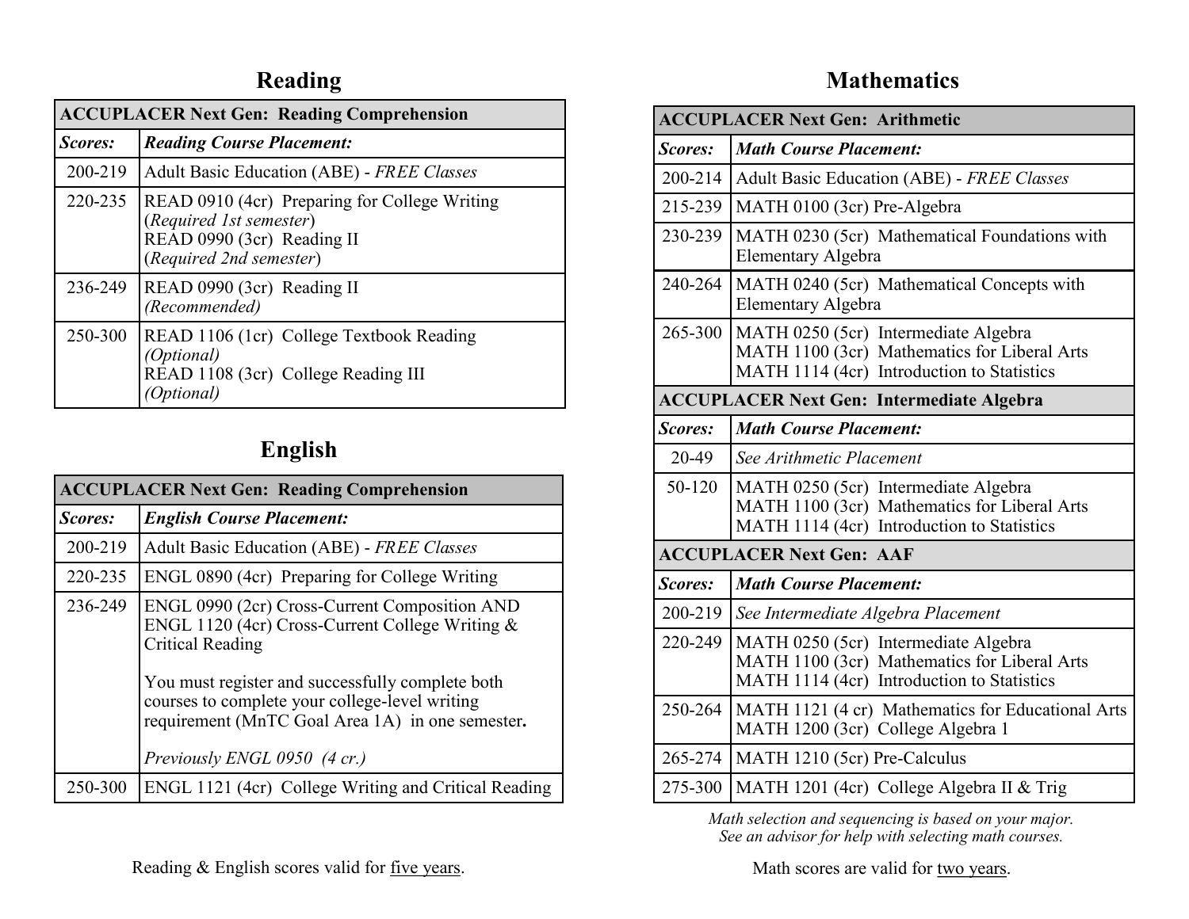## Reading

| ACCUPLACER Next Gen: Reading Comprehension | |
|---|---|
| ***Scores:*** | ***Reading Course Placement:*** |
| 200-219 | Adult Basic Education (ABE) - *FREE Classes* |
| 220-235 | READ 0910 (4cr) Preparing for College Writing (*Required 1st semester*) READ 0990 (3cr) Reading II (*Required 2nd semester*) |
| 236-249 | READ 0990 (3cr) Reading II *(Recommended)* |
| 250-300 | READ 1106 (1cr) College Textbook Reading *(Optional)* READ 1108 (3cr) College Reading III *(Optional)* |

## English

| ACCUPLACER Next Gen: Reading Comprehension | |
|---|---|
| ***Scores:*** | ***English Course Placement:*** |
| 200-219 | Adult Basic Education (ABE) - *FREE Classes* |
| 220-235 | ENGL 0890 (4cr) Preparing for College Writing |
| 236-249 | ENGL 0990 (2cr) Cross-Current Composition AND ENGL 1120 (4cr) Cross-Current College Writing & Critical Reading<br><br>You must register and successfully complete both courses to complete your college-level writing requirement (MnTC Goal Area 1A) in one semester**.**<br><br>*Previously ENGL 0950 (4 cr.)* |
| 250-300 | ENGL 1121 (4cr) College Writing and Critical Reading |

Reading & English scores valid for five years.

## Mathematics

| ACCUPLACER Next Gen: Arithmetic | |
|---|---|
| ***Scores:*** | ***Math Course Placement:*** |
| 200-214 | Adult Basic Education (ABE) - *FREE Classes* |
| 215-239 | MATH 0100 (3cr) Pre-Algebra |
| 230-239 | MATH 0230 (5cr) Mathematical Foundations with Elementary Algebra |
| 240-264 | MATH 0240 (5cr) Mathematical Concepts with Elementary Algebra |
| 265-300 | MATH 0250 (5cr) Intermediate Algebra MATH 1100 (3cr) Mathematics for Liberal Arts MATH 1114 (4cr) Introduction to Statistics |
| **ACCUPLACER Next Gen: Intermediate Algebra** | |
| ***Scores:*** | ***Math Course Placement:*** |
| 20-49 | *See Arithmetic Placement* |
| 50-120 | MATH 0250 (5cr) Intermediate Algebra MATH 1100 (3cr) Mathematics for Liberal Arts MATH 1114 (4cr) Introduction to Statistics |
| **ACCUPLACER Next Gen: AAF** | |
| ***Scores:*** | ***Math Course Placement:*** |
| 200-219 | *See Intermediate Algebra Placement* |
| 220-249 | MATH 0250 (5cr) Intermediate Algebra MATH 1100 (3cr) Mathematics for Liberal Arts MATH 1114 (4cr) Introduction to Statistics |
| 250-264 | MATH 1121 (4 cr) Mathematics for Educational Arts MATH 1200 (3cr) College Algebra 1 |
| 265-274 | MATH 1210 (5cr) Pre-Calculus |
| 275-300 | MATH 1201 (4cr) College Algebra II & Trig |

*Math selection and sequencing is based on your major.*
*See an advisor for help with selecting math courses.*

Math scores are valid for two years.